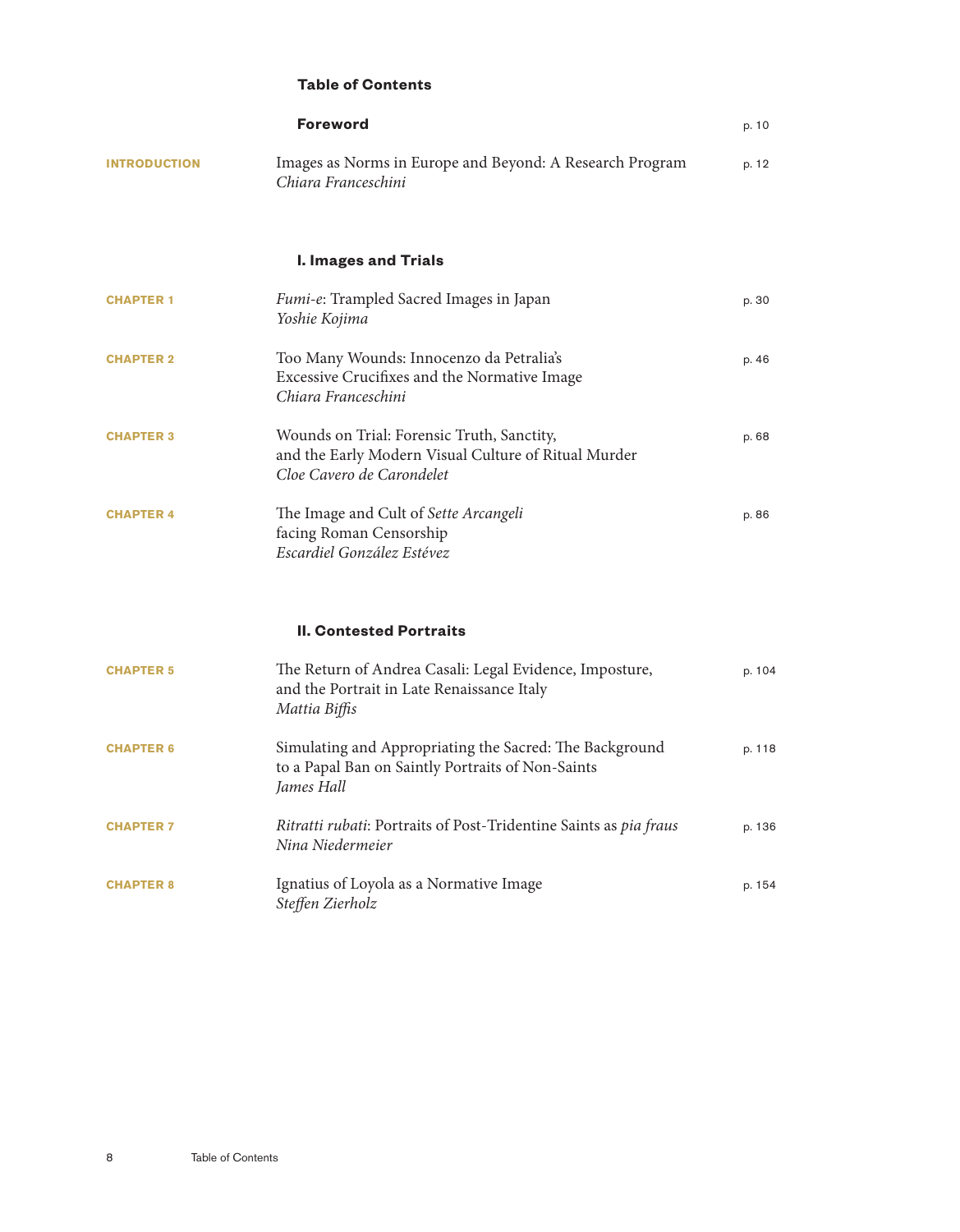# Table of Contents

**Foreword** p. 10

**INTRODUCTION**
Images as Norms in Europe and Beyond: A Research Program p. 12
*Chiara Franceschini*

## I. Images and Trials

**CHAPTER 1**
*Fumi-e*: Trampled Sacred Images in Japan p. 30
*Yoshie Kojima*

**CHAPTER 2**
Too Many Wounds: Innocenzo da Petralia's Excessive Crucifixes and the Normative Image p. 46
*Chiara Franceschini*

**CHAPTER 3**
Wounds on Trial: Forensic Truth, Sanctity, and the Early Modern Visual Culture of Ritual Murder p. 68
*Cloe Cavero de Carondelet*

**CHAPTER 4**
The Image and Cult of *Sette Arcangeli* facing Roman Censorship p. 86
*Escardiel González Estévez*

## II. Contested Portraits

**CHAPTER 5**
The Return of Andrea Casali: Legal Evidence, Imposture, and the Portrait in Late Renaissance Italy p. 104
*Mattia Biffis*

**CHAPTER 6**
Simulating and Appropriating the Sacred: The Background to a Papal Ban on Saintly Portraits of Non-Saints p. 118
*James Hall*

**CHAPTER 7**
*Ritratti rubati*: Portraits of Post-Tridentine Saints as *pia fraus* p. 136
*Nina Niedermeier*

**CHAPTER 8**
Ignatius of Loyola as a Normative Image p. 154
*Steffen Zierholz*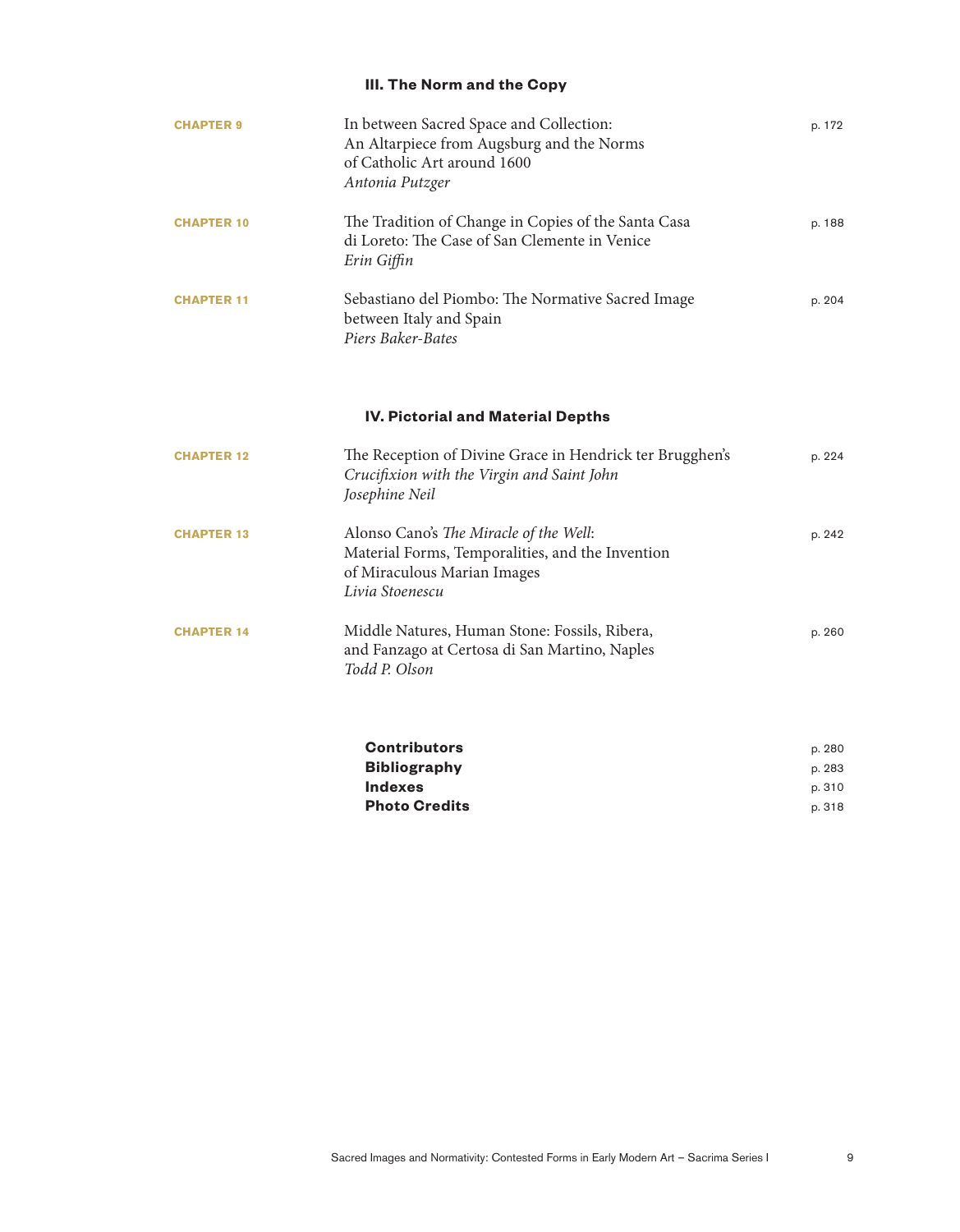## III. The Norm and the Copy

**CHAPTER 9**
In between Sacred Space and Collection: An Altarpiece from Augsburg and the Norms of Catholic Art around 1600
*Antonia Putzger*
p. 172

**CHAPTER 10**
The Tradition of Change in Copies of the Santa Casa di Loreto: The Case of San Clemente in Venice
*Erin Giffin*
p. 188

**CHAPTER 11**
Sebastiano del Piombo: The Normative Sacred Image between Italy and Spain
*Piers Baker-Bates*
p. 204

## IV. Pictorial and Material Depths

**CHAPTER 12**
The Reception of Divine Grace in Hendrick ter Brugghen's *Crucifixion with the Virgin and Saint John*
*Josephine Neil*
p. 224

**CHAPTER 13**
Alonso Cano's *The Miracle of the Well*: Material Forms, Temporalities, and the Invention of Miraculous Marian Images
*Livia Stoenescu*
p. 242

**CHAPTER 14**
Middle Natures, Human Stone: Fossils, Ribera, and Fanzago at Certosa di San Martino, Naples
*Todd P. Olson*
p. 260

**Contributors** p. 280
**Bibliography** p. 283
**Indexes** p. 310
**Photo Credits** p. 318